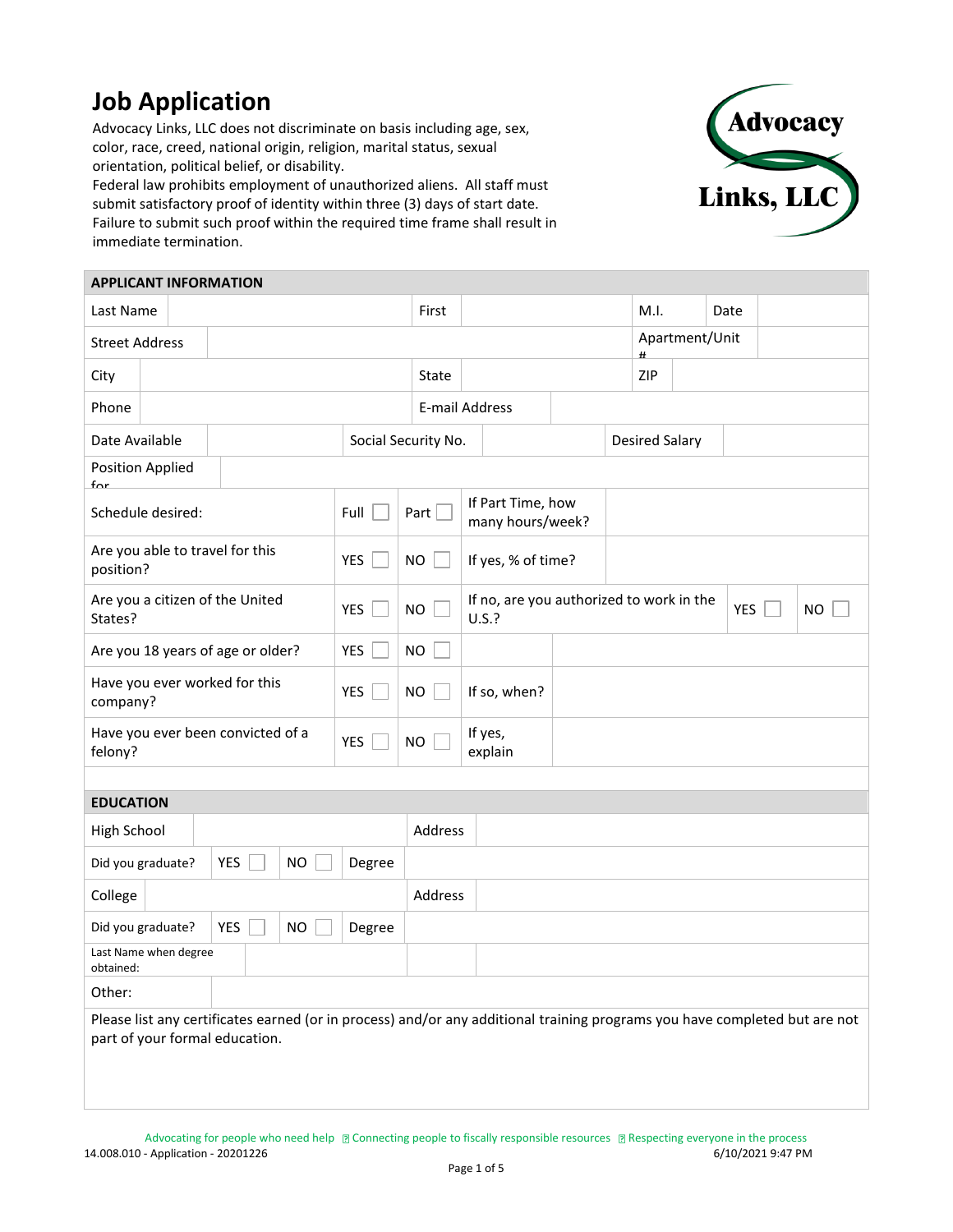# Job Application

Advocacy Links, LLC does not discriminate on basis including age, sex, color, race, creed, national origin, religion, marital status, sexual orientation, political belief, or disability.
Federal law prohibits employment of unauthorized aliens. All staff must submit satisfactory proof of identity within three (3) days of start date. Failure to submit such proof within the required time frame shall result in immediate termination.

**Advocacy Links, LLC**

## APPLICANT INFORMATION

| | | | | | | | |
|---|---|---|---|---|---|---|---|
| Last Name | | First | | M.I. | | Date | |
| Street Address | | | | Apartment/Unit # | | | |
| City | | State | | ZIP | | | |
| Phone | | E-mail Address | | | | | |
| Date Available | | Social Security No. | | Desired Salary | | | |
| Position Applied for | | | | | | | |

| | | | | | | |
|---|---|---|---|---|---|---|
| Schedule desired: | Full ☐ | Part ☐ | If Part Time, how many hours/week? | | | |
| Are you able to travel for this position? | YES ☐ | NO ☐ | If yes, % of time? | | | |
| Are you a citizen of the United States? | YES ☐ | NO ☐ | If no, are you authorized to work in the U.S.? | | YES ☐ | NO ☐ |
| Are you 18 years of age or older? | YES ☐ | NO ☐ | | | | |
| Have you ever worked for this company? | YES ☐ | NO ☐ | If so, when? | | | |
| Have you ever been convicted of a felony? | YES ☐ | NO ☐ | If yes, explain | | | |

## EDUCATION

| | | | | | |
|---|---|---|---|---|---|
| High School | | | | Address | |
| Did you graduate? | YES ☐ | NO ☐ | Degree | | |
| College | | | | Address | |
| Did you graduate? | YES ☐ | NO ☐ | Degree | | |
| Last Name when degree obtained: | | | | | |
| Other: | | | | | |

Please list any certificates earned (or in process) and/or any additional training programs you have completed but are not part of your formal education.

Advocating for people who need help ▯ Connecting people to fiscally responsible resources ▯ Respecting everyone in the process

14.008.010 - Application - 20201226 6/10/2021 9:47 PM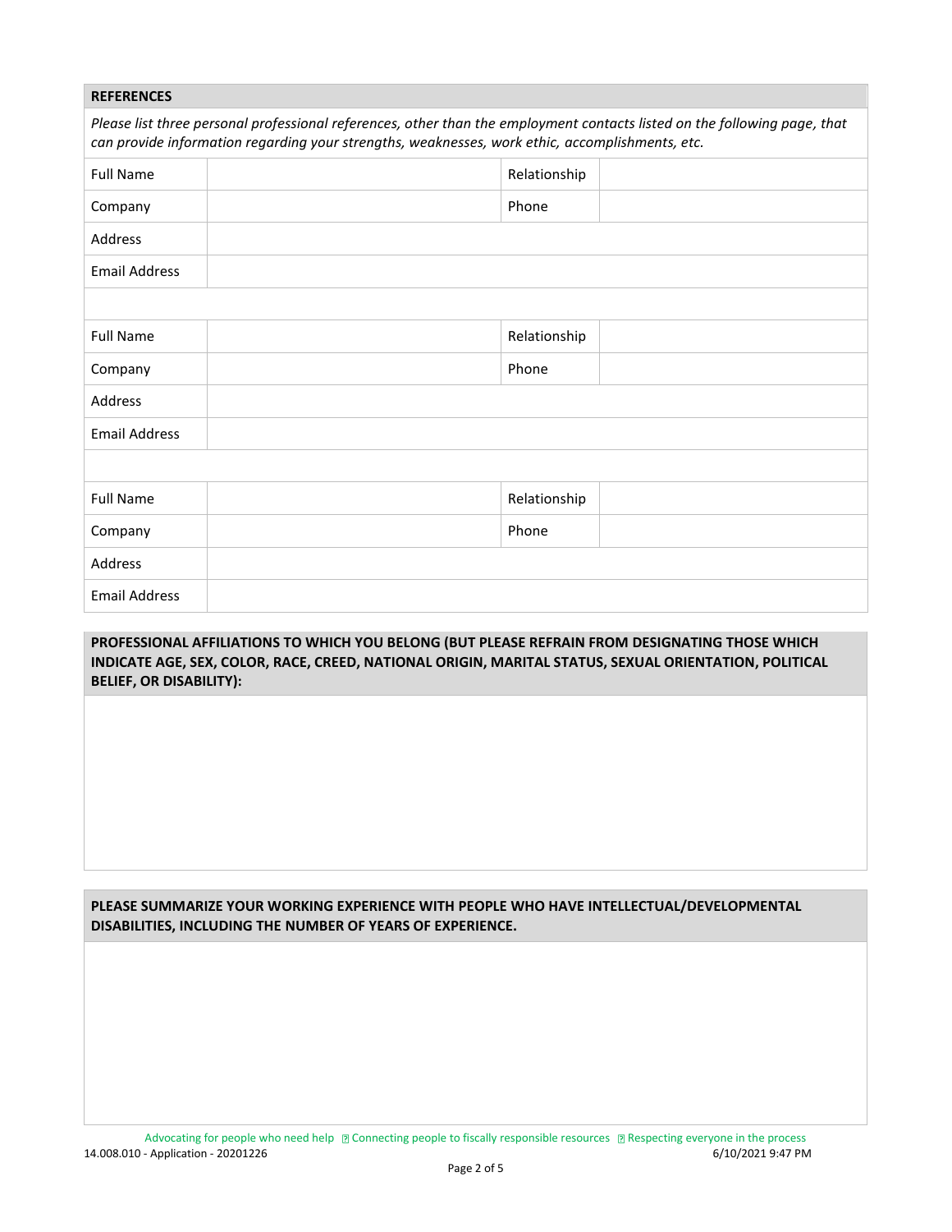## REFERENCES

*Please list three personal professional references, other than the employment contacts listed on the following page, that can provide information regarding your strengths, weaknesses, work ethic, accomplishments, etc.*

| Full Name | | Relationship | |
|---|---|---|---|
| Company | | Phone | |
| Address | | | |
| Email Address | | | |
| | | | |
| Full Name | | Relationship | |
| Company | | Phone | |
| Address | | | |
| Email Address | | | |
| | | | |
| Full Name | | Relationship | |
| Company | | Phone | |
| Address | | | |
| Email Address | | | |

**PROFESSIONAL AFFILIATIONS TO WHICH YOU BELONG (BUT PLEASE REFRAIN FROM DESIGNATING THOSE WHICH INDICATE AGE, SEX, COLOR, RACE, CREED, NATIONAL ORIGIN, MARITAL STATUS, SEXUAL ORIENTATION, POLITICAL BELIEF, OR DISABILITY):**

**PLEASE SUMMARIZE YOUR WORKING EXPERIENCE WITH PEOPLE WHO HAVE INTELLECTUAL/DEVELOPMENTAL DISABILITIES, INCLUDING THE NUMBER OF YEARS OF EXPERIENCE.**

Advocating for people who need help ▯ Connecting people to fiscally responsible resources ▯ Respecting everyone in the process

14.008.010 - Application - 20201226 6/10/2021 9:47 PM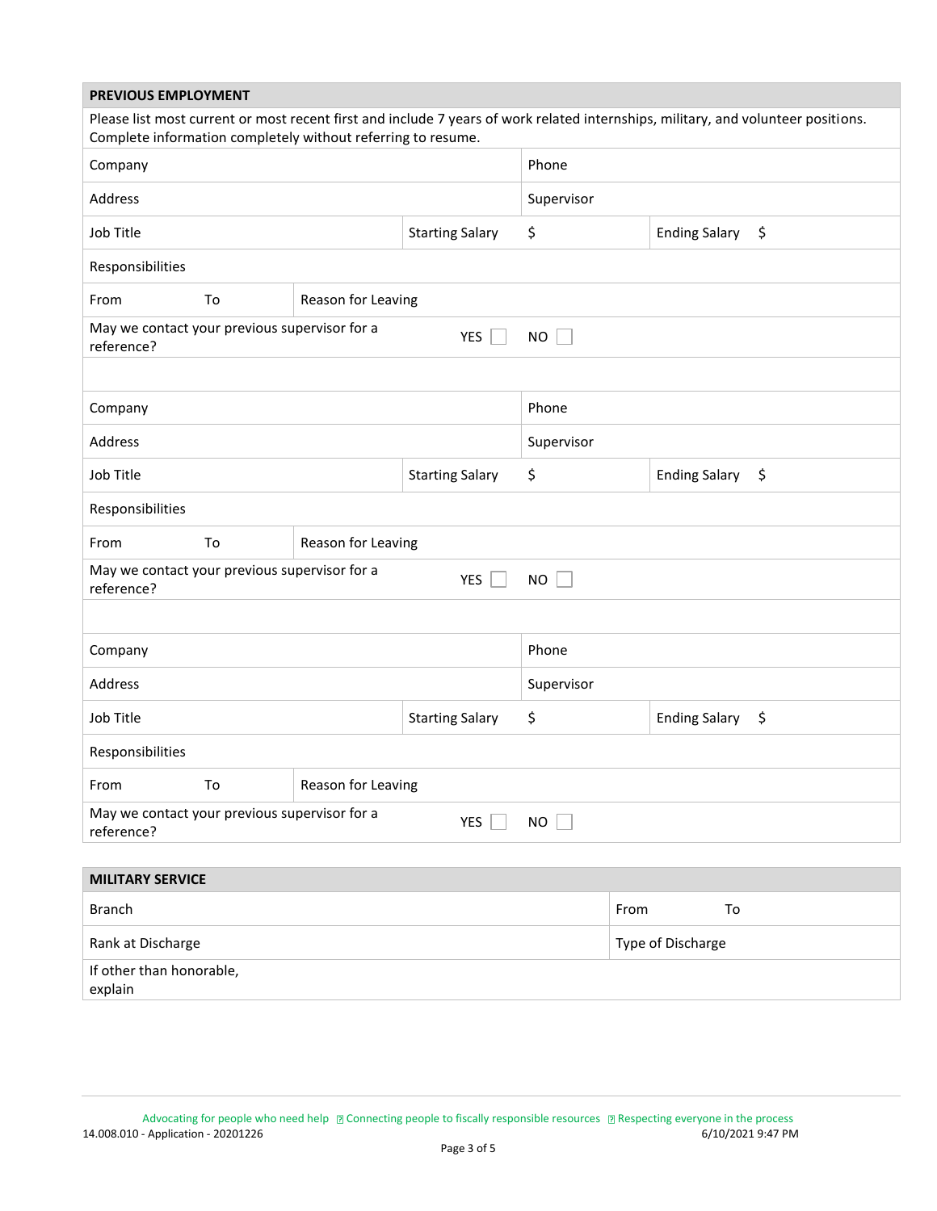## PREVIOUS EMPLOYMENT

Please list most current or most recent first and include 7 years of work related internships, military, and volunteer positions. Complete information completely without referring to resume.

| | | | | | |
|---|---|---|---|---|---|
| Company | | | Phone | | |
| Address | | | Supervisor | | |
| Job Title | | Starting Salary | $ | Ending Salary | $ |
| Responsibilities | | | | | |
| From | To | Reason for Leaving | | | |
| May we contact your previous supervisor for a reference? | | YES ☐ | NO ☐ | | |

| | | | | | |
|---|---|---|---|---|---|
| Company | | | Phone | | |
| Address | | | Supervisor | | |
| Job Title | | Starting Salary | $ | Ending Salary | $ |
| Responsibilities | | | | | |
| From | To | Reason for Leaving | | | |
| May we contact your previous supervisor for a reference? | | YES ☐ | NO ☐ | | |

| | | | | | |
|---|---|---|---|---|---|
| Company | | | Phone | | |
| Address | | | Supervisor | | |
| Job Title | | Starting Salary | $ | Ending Salary | $ |
| Responsibilities | | | | | |
| From | To | Reason for Leaving | | | |
| May we contact your previous supervisor for a reference? | | YES ☐ | NO ☐ | | |

## MILITARY SERVICE

| | | |
|---|---|---|
| Branch | From | To |
| Rank at Discharge | Type of Discharge | |
| If other than honorable, explain | | |

Advocating for people who need help ▯ Connecting people to fiscally responsible resources ▯ Respecting everyone in the process

14.008.010 - Application - 20201226 6/10/2021 9:47 PM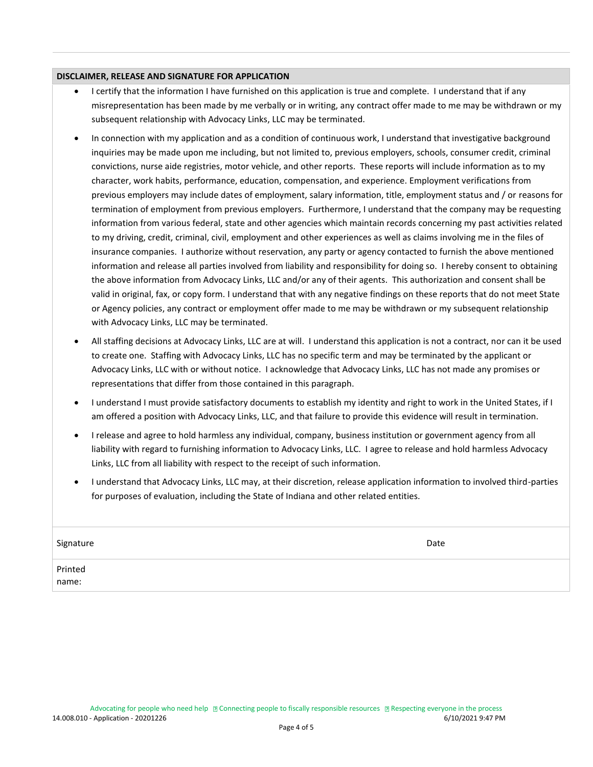## DISCLAIMER, RELEASE AND SIGNATURE FOR APPLICATION

- I certify that the information I have furnished on this application is true and complete. I understand that if any misrepresentation has been made by me verbally or in writing, any contract offer made to me may be withdrawn or my subsequent relationship with Advocacy Links, LLC may be terminated.
- In connection with my application and as a condition of continuous work, I understand that investigative background inquiries may be made upon me including, but not limited to, previous employers, schools, consumer credit, criminal convictions, nurse aide registries, motor vehicle, and other reports. These reports will include information as to my character, work habits, performance, education, compensation, and experience. Employment verifications from previous employers may include dates of employment, salary information, title, employment status and / or reasons for termination of employment from previous employers. Furthermore, I understand that the company may be requesting information from various federal, state and other agencies which maintain records concerning my past activities related to my driving, credit, criminal, civil, employment and other experiences as well as claims involving me in the files of insurance companies. I authorize without reservation, any party or agency contacted to furnish the above mentioned information and release all parties involved from liability and responsibility for doing so. I hereby consent to obtaining the above information from Advocacy Links, LLC and/or any of their agents. This authorization and consent shall be valid in original, fax, or copy form. I understand that with any negative findings on these reports that do not meet State or Agency policies, any contract or employment offer made to me may be withdrawn or my subsequent relationship with Advocacy Links, LLC may be terminated.
- All staffing decisions at Advocacy Links, LLC are at will. I understand this application is not a contract, nor can it be used to create one. Staffing with Advocacy Links, LLC has no specific term and may be terminated by the applicant or Advocacy Links, LLC with or without notice. I acknowledge that Advocacy Links, LLC has not made any promises or representations that differ from those contained in this paragraph.
- I understand I must provide satisfactory documents to establish my identity and right to work in the United States, if I am offered a position with Advocacy Links, LLC, and that failure to provide this evidence will result in termination.
- I release and agree to hold harmless any individual, company, business institution or government agency from all liability with regard to furnishing information to Advocacy Links, LLC. I agree to release and hold harmless Advocacy Links, LLC from all liability with respect to the receipt of such information.
- I understand that Advocacy Links, LLC may, at their discretion, release application information to involved third-parties for purposes of evaluation, including the State of Indiana and other related entities.

| | |
|---|---|
| Signature | Date |
| Printed name: | |